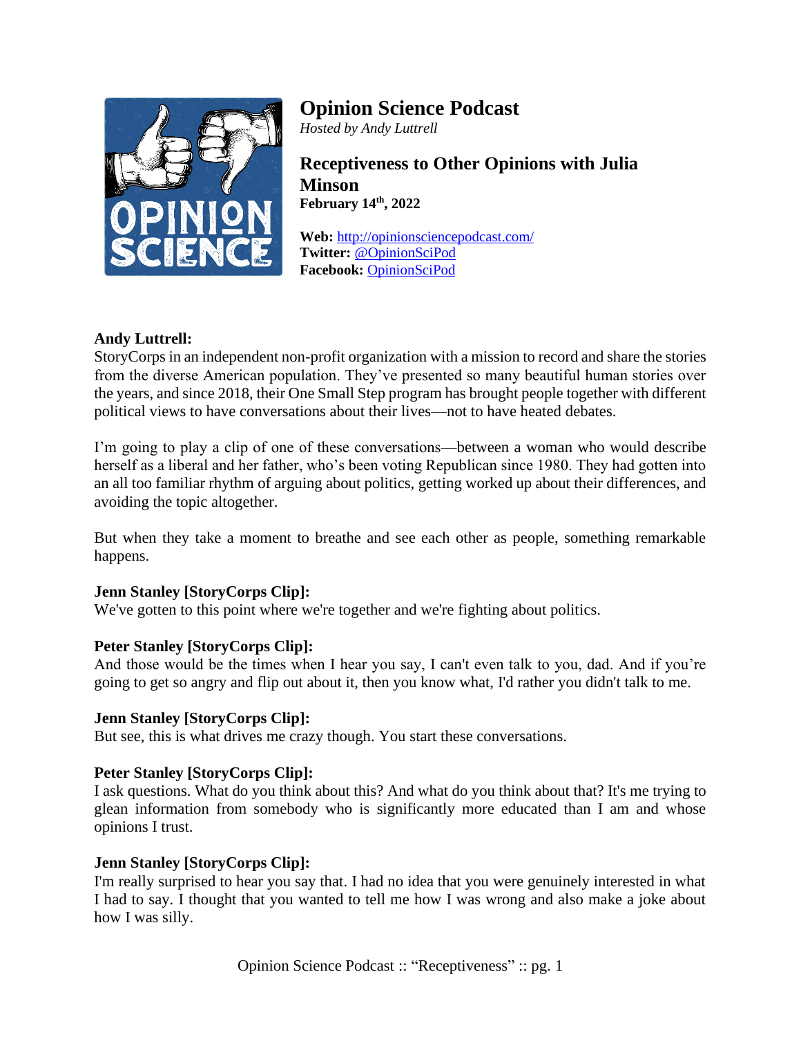# Opinion Science Podcast

*Hosted by Andy Luttrell*

## Receptiveness to Other Opinions with Julia Minson

**February 14th, 2022**

**Web:** http://opinionsciencepodcast.com/
**Twitter:** @OpinionSciPod
**Facebook:** OpinionSciPod

**Andy Luttrell:**
StoryCorps in an independent non-profit organization with a mission to record and share the stories from the diverse American population. They've presented so many beautiful human stories over the years, and since 2018, their One Small Step program has brought people together with different political views to have conversations about their lives—not to have heated debates.

I'm going to play a clip of one of these conversations—between a woman who would describe herself as a liberal and her father, who's been voting Republican since 1980. They had gotten into an all too familiar rhythm of arguing about politics, getting worked up about their differences, and avoiding the topic altogether.

But when they take a moment to breathe and see each other as people, something remarkable happens.

**Jenn Stanley [StoryCorps Clip]:**
We've gotten to this point where we're together and we're fighting about politics.

**Peter Stanley [StoryCorps Clip]:**
And those would be the times when I hear you say, I can't even talk to you, dad. And if you're going to get so angry and flip out about it, then you know what, I'd rather you didn't talk to me.

**Jenn Stanley [StoryCorps Clip]:**
But see, this is what drives me crazy though. You start these conversations.

**Peter Stanley [StoryCorps Clip]:**
I ask questions. What do you think about this? And what do you think about that? It's me trying to glean information from somebody who is significantly more educated than I am and whose opinions I trust.

**Jenn Stanley [StoryCorps Clip]:**
I'm really surprised to hear you say that. I had no idea that you were genuinely interested in what I had to say. I thought that you wanted to tell me how I was wrong and also make a joke about how I was silly.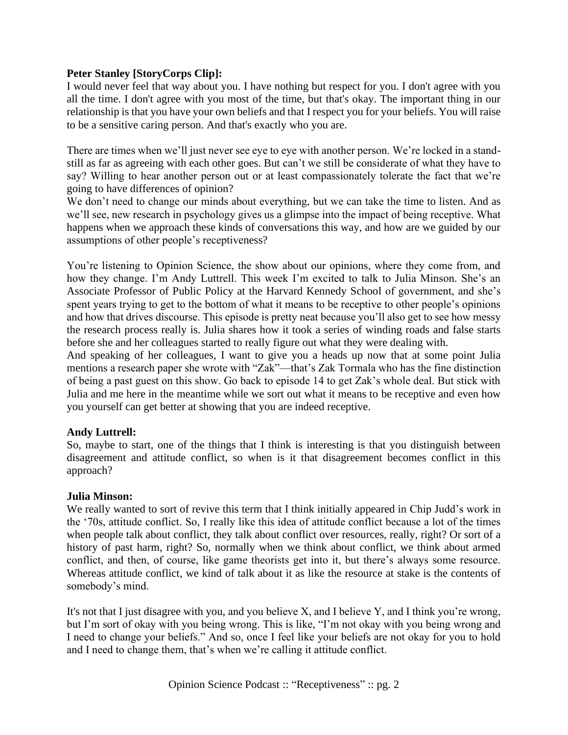**Peter Stanley [StoryCorps Clip]:**
I would never feel that way about you. I have nothing but respect for you. I don't agree with you all the time. I don't agree with you most of the time, but that's okay. The important thing in our relationship is that you have your own beliefs and that I respect you for your beliefs. You will raise to be a sensitive caring person. And that's exactly who you are.

There are times when we'll just never see eye to eye with another person. We're locked in a stand-still as far as agreeing with each other goes. But can't we still be considerate of what they have to say? Willing to hear another person out or at least compassionately tolerate the fact that we're going to have differences of opinion?
We don't need to change our minds about everything, but we can take the time to listen. And as we'll see, new research in psychology gives us a glimpse into the impact of being receptive. What happens when we approach these kinds of conversations this way, and how are we guided by our assumptions of other people's receptiveness?

You're listening to Opinion Science, the show about our opinions, where they come from, and how they change. I'm Andy Luttrell. This week I'm excited to talk to Julia Minson. She's an Associate Professor of Public Policy at the Harvard Kennedy School of government, and she's spent years trying to get to the bottom of what it means to be receptive to other people's opinions and how that drives discourse. This episode is pretty neat because you'll also get to see how messy the research process really is. Julia shares how it took a series of winding roads and false starts before she and her colleagues started to really figure out what they were dealing with.
And speaking of her colleagues, I want to give you a heads up now that at some point Julia mentions a research paper she wrote with "Zak"—that's Zak Tormala who has the fine distinction of being a past guest on this show. Go back to episode 14 to get Zak's whole deal. But stick with Julia and me here in the meantime while we sort out what it means to be receptive and even how you yourself can get better at showing that you are indeed receptive.

**Andy Luttrell:**
So, maybe to start, one of the things that I think is interesting is that you distinguish between disagreement and attitude conflict, so when is it that disagreement becomes conflict in this approach?

**Julia Minson:**
We really wanted to sort of revive this term that I think initially appeared in Chip Judd's work in the '70s, attitude conflict. So, I really like this idea of attitude conflict because a lot of the times when people talk about conflict, they talk about conflict over resources, really, right? Or sort of a history of past harm, right? So, normally when we think about conflict, we think about armed conflict, and then, of course, like game theorists get into it, but there's always some resource. Whereas attitude conflict, we kind of talk about it as like the resource at stake is the contents of somebody's mind.

It's not that I just disagree with you, and you believe X, and I believe Y, and I think you're wrong, but I'm sort of okay with you being wrong. This is like, "I'm not okay with you being wrong and I need to change your beliefs." And so, once I feel like your beliefs are not okay for you to hold and I need to change them, that's when we're calling it attitude conflict.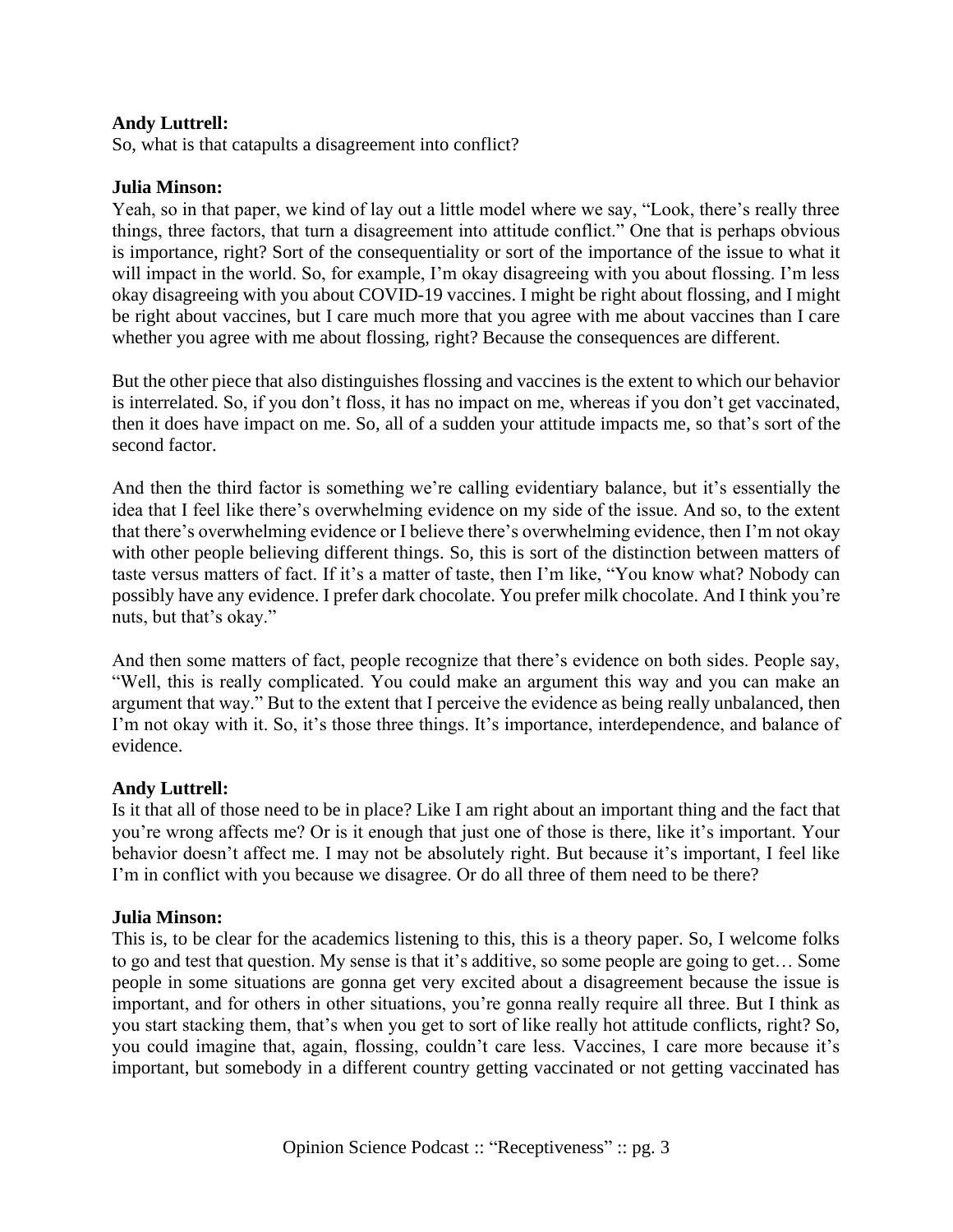**Andy Luttrell:**
So, what is that catapults a disagreement into conflict?

**Julia Minson:**
Yeah, so in that paper, we kind of lay out a little model where we say, "Look, there's really three things, three factors, that turn a disagreement into attitude conflict." One that is perhaps obvious is importance, right? Sort of the consequentiality or sort of the importance of the issue to what it will impact in the world. So, for example, I'm okay disagreeing with you about flossing. I'm less okay disagreeing with you about COVID-19 vaccines. I might be right about flossing, and I might be right about vaccines, but I care much more that you agree with me about vaccines than I care whether you agree with me about flossing, right? Because the consequences are different.

But the other piece that also distinguishes flossing and vaccines is the extent to which our behavior is interrelated. So, if you don't floss, it has no impact on me, whereas if you don't get vaccinated, then it does have impact on me. So, all of a sudden your attitude impacts me, so that's sort of the second factor.

And then the third factor is something we're calling evidentiary balance, but it's essentially the idea that I feel like there's overwhelming evidence on my side of the issue. And so, to the extent that there's overwhelming evidence or I believe there's overwhelming evidence, then I'm not okay with other people believing different things. So, this is sort of the distinction between matters of taste versus matters of fact. If it's a matter of taste, then I'm like, "You know what? Nobody can possibly have any evidence. I prefer dark chocolate. You prefer milk chocolate. And I think you're nuts, but that's okay."

And then some matters of fact, people recognize that there's evidence on both sides. People say, "Well, this is really complicated. You could make an argument this way and you can make an argument that way." But to the extent that I perceive the evidence as being really unbalanced, then I'm not okay with it. So, it's those three things. It's importance, interdependence, and balance of evidence.

**Andy Luttrell:**
Is it that all of those need to be in place? Like I am right about an important thing and the fact that you're wrong affects me? Or is it enough that just one of those is there, like it's important. Your behavior doesn't affect me. I may not be absolutely right. But because it's important, I feel like I'm in conflict with you because we disagree. Or do all three of them need to be there?

**Julia Minson:**
This is, to be clear for the academics listening to this, this is a theory paper. So, I welcome folks to go and test that question. My sense is that it's additive, so some people are going to get… Some people in some situations are gonna get very excited about a disagreement because the issue is important, and for others in other situations, you're gonna really require all three. But I think as you start stacking them, that's when you get to sort of like really hot attitude conflicts, right? So, you could imagine that, again, flossing, couldn't care less. Vaccines, I care more because it's important, but somebody in a different country getting vaccinated or not getting vaccinated has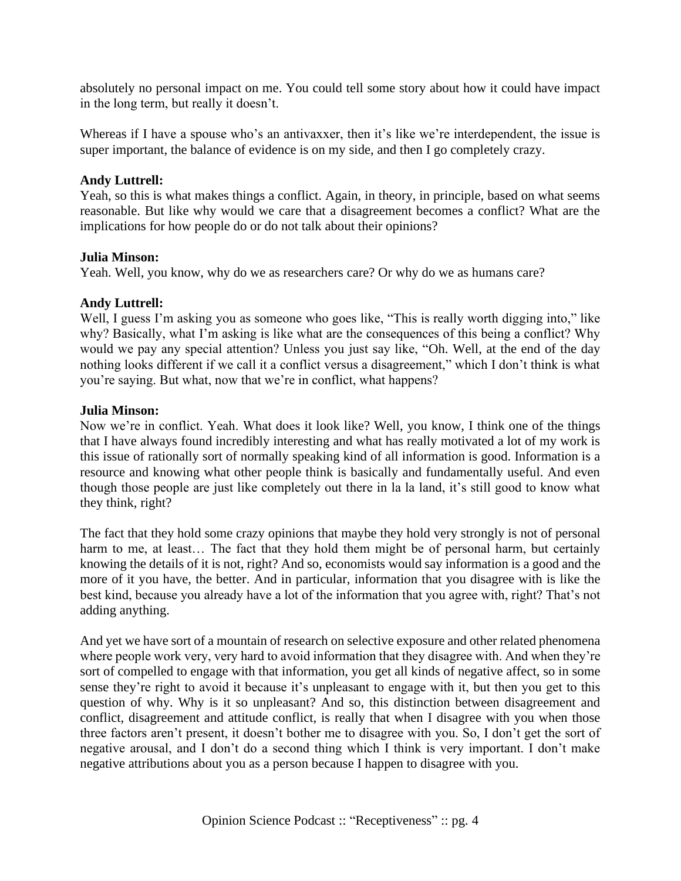absolutely no personal impact on me. You could tell some story about how it could have impact in the long term, but really it doesn't.

Whereas if I have a spouse who's an antivaxxer, then it's like we're interdependent, the issue is super important, the balance of evidence is on my side, and then I go completely crazy.

**Andy Luttrell:**
Yeah, so this is what makes things a conflict. Again, in theory, in principle, based on what seems reasonable. But like why would we care that a disagreement becomes a conflict? What are the implications for how people do or do not talk about their opinions?

**Julia Minson:**
Yeah. Well, you know, why do we as researchers care? Or why do we as humans care?

**Andy Luttrell:**
Well, I guess I'm asking you as someone who goes like, "This is really worth digging into," like why? Basically, what I'm asking is like what are the consequences of this being a conflict? Why would we pay any special attention? Unless you just say like, "Oh. Well, at the end of the day nothing looks different if we call it a conflict versus a disagreement," which I don't think is what you're saying. But what, now that we're in conflict, what happens?

**Julia Minson:**
Now we're in conflict. Yeah. What does it look like? Well, you know, I think one of the things that I have always found incredibly interesting and what has really motivated a lot of my work is this issue of rationally sort of normally speaking kind of all information is good. Information is a resource and knowing what other people think is basically and fundamentally useful. And even though those people are just like completely out there in la la land, it's still good to know what they think, right?

The fact that they hold some crazy opinions that maybe they hold very strongly is not of personal harm to me, at least… The fact that they hold them might be of personal harm, but certainly knowing the details of it is not, right? And so, economists would say information is a good and the more of it you have, the better. And in particular, information that you disagree with is like the best kind, because you already have a lot of the information that you agree with, right? That's not adding anything.

And yet we have sort of a mountain of research on selective exposure and other related phenomena where people work very, very hard to avoid information that they disagree with. And when they're sort of compelled to engage with that information, you get all kinds of negative affect, so in some sense they're right to avoid it because it's unpleasant to engage with it, but then you get to this question of why. Why is it so unpleasant? And so, this distinction between disagreement and conflict, disagreement and attitude conflict, is really that when I disagree with you when those three factors aren't present, it doesn't bother me to disagree with you. So, I don't get the sort of negative arousal, and I don't do a second thing which I think is very important. I don't make negative attributions about you as a person because I happen to disagree with you.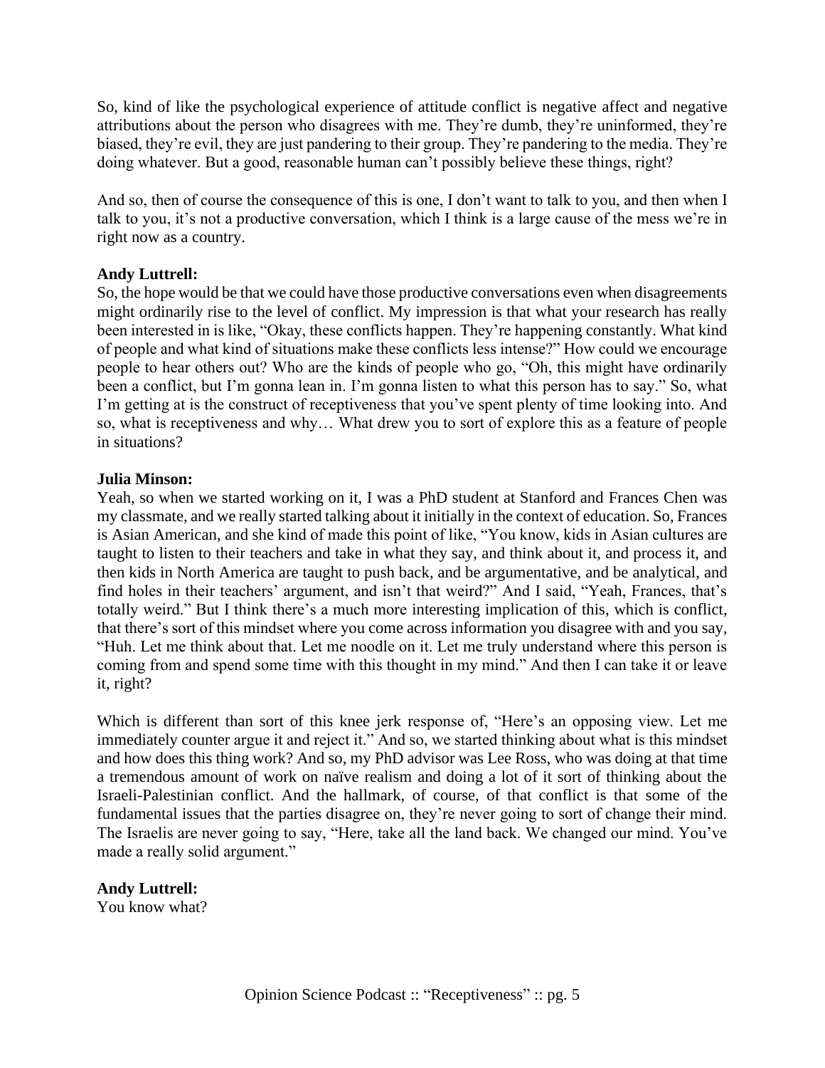So, kind of like the psychological experience of attitude conflict is negative affect and negative attributions about the person who disagrees with me. They're dumb, they're uninformed, they're biased, they're evil, they are just pandering to their group. They're pandering to the media. They're doing whatever. But a good, reasonable human can't possibly believe these things, right?

And so, then of course the consequence of this is one, I don't want to talk to you, and then when I talk to you, it's not a productive conversation, which I think is a large cause of the mess we're in right now as a country.

**Andy Luttrell:**
So, the hope would be that we could have those productive conversations even when disagreements might ordinarily rise to the level of conflict. My impression is that what your research has really been interested in is like, "Okay, these conflicts happen. They're happening constantly. What kind of people and what kind of situations make these conflicts less intense?" How could we encourage people to hear others out? Who are the kinds of people who go, "Oh, this might have ordinarily been a conflict, but I'm gonna lean in. I'm gonna listen to what this person has to say." So, what I'm getting at is the construct of receptiveness that you've spent plenty of time looking into. And so, what is receptiveness and why… What drew you to sort of explore this as a feature of people in situations?

**Julia Minson:**
Yeah, so when we started working on it, I was a PhD student at Stanford and Frances Chen was my classmate, and we really started talking about it initially in the context of education. So, Frances is Asian American, and she kind of made this point of like, "You know, kids in Asian cultures are taught to listen to their teachers and take in what they say, and think about it, and process it, and then kids in North America are taught to push back, and be argumentative, and be analytical, and find holes in their teachers' argument, and isn't that weird?" And I said, "Yeah, Frances, that's totally weird." But I think there's a much more interesting implication of this, which is conflict, that there's sort of this mindset where you come across information you disagree with and you say, "Huh. Let me think about that. Let me noodle on it. Let me truly understand where this person is coming from and spend some time with this thought in my mind." And then I can take it or leave it, right?

Which is different than sort of this knee jerk response of, "Here's an opposing view. Let me immediately counter argue it and reject it." And so, we started thinking about what is this mindset and how does this thing work? And so, my PhD advisor was Lee Ross, who was doing at that time a tremendous amount of work on naïve realism and doing a lot of it sort of thinking about the Israeli-Palestinian conflict. And the hallmark, of course, of that conflict is that some of the fundamental issues that the parties disagree on, they're never going to sort of change their mind. The Israelis are never going to say, "Here, take all the land back. We changed our mind. You've made a really solid argument."

**Andy Luttrell:**
You know what?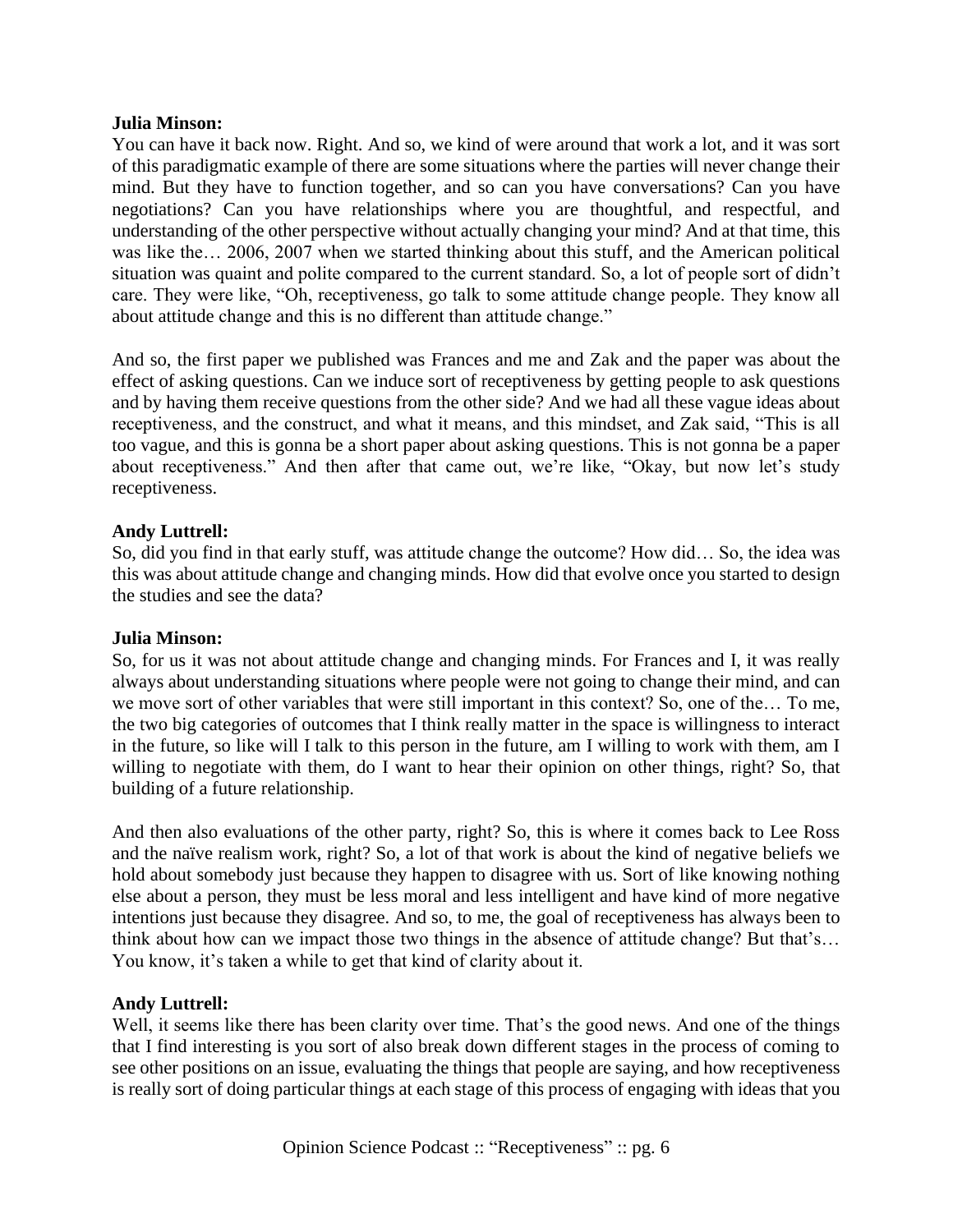**Julia Minson:**
You can have it back now. Right. And so, we kind of were around that work a lot, and it was sort of this paradigmatic example of there are some situations where the parties will never change their mind. But they have to function together, and so can you have conversations? Can you have negotiations? Can you have relationships where you are thoughtful, and respectful, and understanding of the other perspective without actually changing your mind? And at that time, this was like the… 2006, 2007 when we started thinking about this stuff, and the American political situation was quaint and polite compared to the current standard. So, a lot of people sort of didn't care. They were like, "Oh, receptiveness, go talk to some attitude change people. They know all about attitude change and this is no different than attitude change."

And so, the first paper we published was Frances and me and Zak and the paper was about the effect of asking questions. Can we induce sort of receptiveness by getting people to ask questions and by having them receive questions from the other side? And we had all these vague ideas about receptiveness, and the construct, and what it means, and this mindset, and Zak said, "This is all too vague, and this is gonna be a short paper about asking questions. This is not gonna be a paper about receptiveness." And then after that came out, we're like, "Okay, but now let's study receptiveness.

**Andy Luttrell:**
So, did you find in that early stuff, was attitude change the outcome? How did… So, the idea was this was about attitude change and changing minds. How did that evolve once you started to design the studies and see the data?

**Julia Minson:**
So, for us it was not about attitude change and changing minds. For Frances and I, it was really always about understanding situations where people were not going to change their mind, and can we move sort of other variables that were still important in this context? So, one of the… To me, the two big categories of outcomes that I think really matter in the space is willingness to interact in the future, so like will I talk to this person in the future, am I willing to work with them, am I willing to negotiate with them, do I want to hear their opinion on other things, right? So, that building of a future relationship.

And then also evaluations of the other party, right? So, this is where it comes back to Lee Ross and the naïve realism work, right? So, a lot of that work is about the kind of negative beliefs we hold about somebody just because they happen to disagree with us. Sort of like knowing nothing else about a person, they must be less moral and less intelligent and have kind of more negative intentions just because they disagree. And so, to me, the goal of receptiveness has always been to think about how can we impact those two things in the absence of attitude change? But that's… You know, it's taken a while to get that kind of clarity about it.

**Andy Luttrell:**
Well, it seems like there has been clarity over time. That's the good news. And one of the things that I find interesting is you sort of also break down different stages in the process of coming to see other positions on an issue, evaluating the things that people are saying, and how receptiveness is really sort of doing particular things at each stage of this process of engaging with ideas that you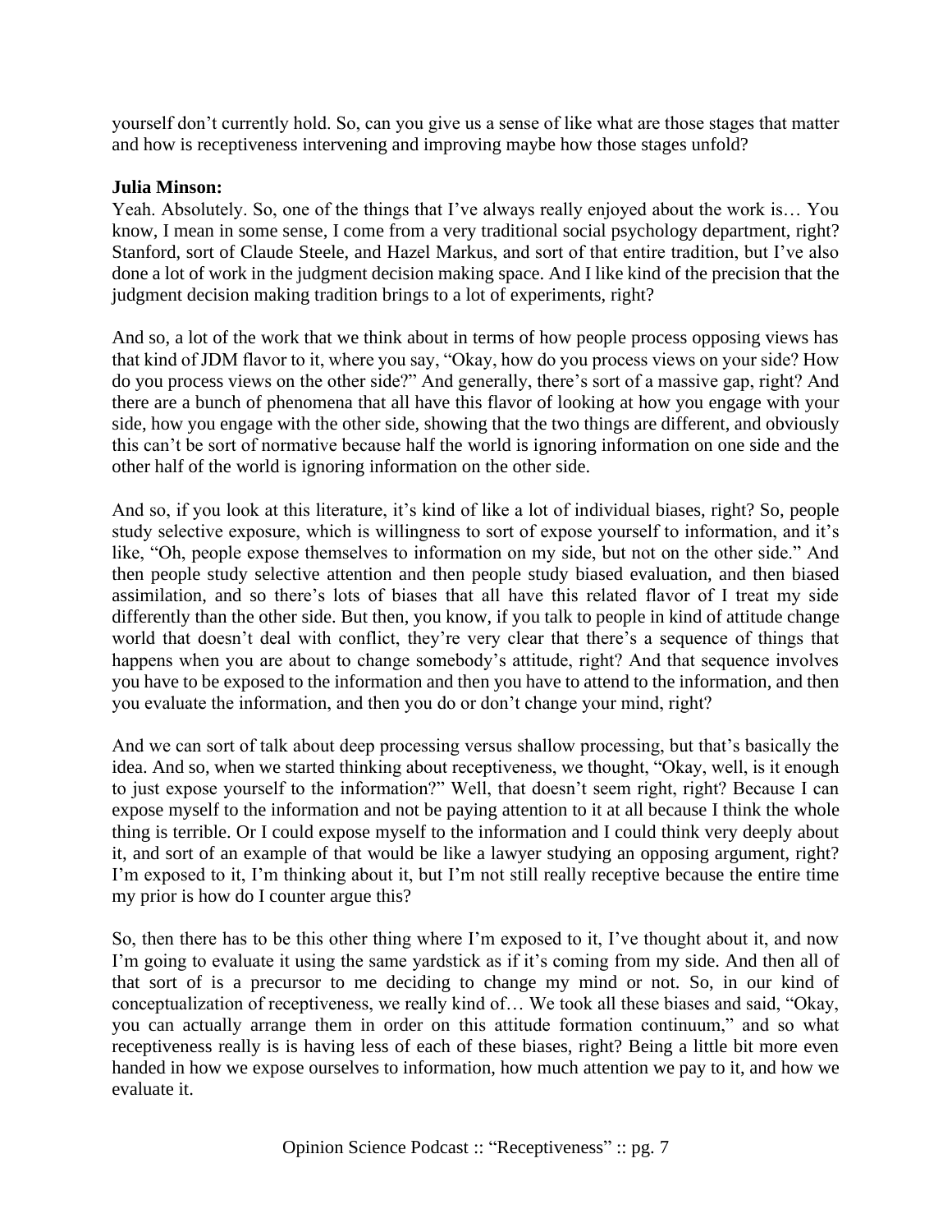yourself don't currently hold. So, can you give us a sense of like what are those stages that matter and how is receptiveness intervening and improving maybe how those stages unfold?

**Julia Minson:**
Yeah. Absolutely. So, one of the things that I've always really enjoyed about the work is… You know, I mean in some sense, I come from a very traditional social psychology department, right? Stanford, sort of Claude Steele, and Hazel Markus, and sort of that entire tradition, but I've also done a lot of work in the judgment decision making space. And I like kind of the precision that the judgment decision making tradition brings to a lot of experiments, right?

And so, a lot of the work that we think about in terms of how people process opposing views has that kind of JDM flavor to it, where you say, "Okay, how do you process views on your side? How do you process views on the other side?" And generally, there's sort of a massive gap, right? And there are a bunch of phenomena that all have this flavor of looking at how you engage with your side, how you engage with the other side, showing that the two things are different, and obviously this can't be sort of normative because half the world is ignoring information on one side and the other half of the world is ignoring information on the other side.

And so, if you look at this literature, it's kind of like a lot of individual biases, right? So, people study selective exposure, which is willingness to sort of expose yourself to information, and it's like, "Oh, people expose themselves to information on my side, but not on the other side." And then people study selective attention and then people study biased evaluation, and then biased assimilation, and so there's lots of biases that all have this related flavor of I treat my side differently than the other side. But then, you know, if you talk to people in kind of attitude change world that doesn't deal with conflict, they're very clear that there's a sequence of things that happens when you are about to change somebody's attitude, right? And that sequence involves you have to be exposed to the information and then you have to attend to the information, and then you evaluate the information, and then you do or don't change your mind, right?

And we can sort of talk about deep processing versus shallow processing, but that's basically the idea. And so, when we started thinking about receptiveness, we thought, "Okay, well, is it enough to just expose yourself to the information?" Well, that doesn't seem right, right? Because I can expose myself to the information and not be paying attention to it at all because I think the whole thing is terrible. Or I could expose myself to the information and I could think very deeply about it, and sort of an example of that would be like a lawyer studying an opposing argument, right? I'm exposed to it, I'm thinking about it, but I'm not still really receptive because the entire time my prior is how do I counter argue this?

So, then there has to be this other thing where I'm exposed to it, I've thought about it, and now I'm going to evaluate it using the same yardstick as if it's coming from my side. And then all of that sort of is a precursor to me deciding to change my mind or not. So, in our kind of conceptualization of receptiveness, we really kind of… We took all these biases and said, "Okay, you can actually arrange them in order on this attitude formation continuum," and so what receptiveness really is is having less of each of these biases, right? Being a little bit more even handed in how we expose ourselves to information, how much attention we pay to it, and how we evaluate it.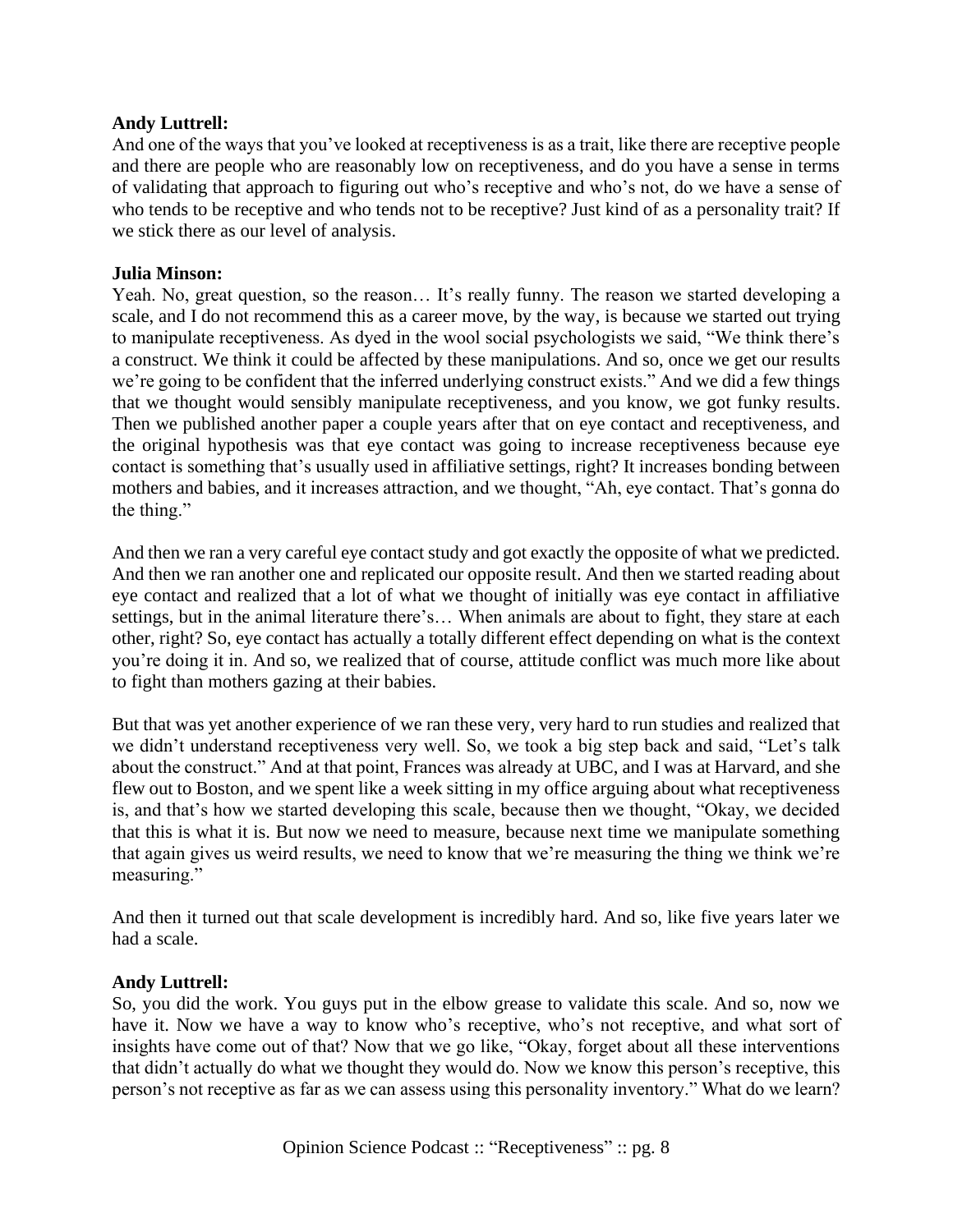**Andy Luttrell:**
And one of the ways that you've looked at receptiveness is as a trait, like there are receptive people and there are people who are reasonably low on receptiveness, and do you have a sense in terms of validating that approach to figuring out who's receptive and who's not, do we have a sense of who tends to be receptive and who tends not to be receptive? Just kind of as a personality trait? If we stick there as our level of analysis.

**Julia Minson:**
Yeah. No, great question, so the reason… It's really funny. The reason we started developing a scale, and I do not recommend this as a career move, by the way, is because we started out trying to manipulate receptiveness. As dyed in the wool social psychologists we said, "We think there's a construct. We think it could be affected by these manipulations. And so, once we get our results we're going to be confident that the inferred underlying construct exists." And we did a few things that we thought would sensibly manipulate receptiveness, and you know, we got funky results. Then we published another paper a couple years after that on eye contact and receptiveness, and the original hypothesis was that eye contact was going to increase receptiveness because eye contact is something that's usually used in affiliative settings, right? It increases bonding between mothers and babies, and it increases attraction, and we thought, "Ah, eye contact. That's gonna do the thing."

And then we ran a very careful eye contact study and got exactly the opposite of what we predicted. And then we ran another one and replicated our opposite result. And then we started reading about eye contact and realized that a lot of what we thought of initially was eye contact in affiliative settings, but in the animal literature there's… When animals are about to fight, they stare at each other, right? So, eye contact has actually a totally different effect depending on what is the context you're doing it in. And so, we realized that of course, attitude conflict was much more like about to fight than mothers gazing at their babies.

But that was yet another experience of we ran these very, very hard to run studies and realized that we didn't understand receptiveness very well. So, we took a big step back and said, "Let's talk about the construct." And at that point, Frances was already at UBC, and I was at Harvard, and she flew out to Boston, and we spent like a week sitting in my office arguing about what receptiveness is, and that's how we started developing this scale, because then we thought, "Okay, we decided that this is what it is. But now we need to measure, because next time we manipulate something that again gives us weird results, we need to know that we're measuring the thing we think we're measuring."

And then it turned out that scale development is incredibly hard. And so, like five years later we had a scale.

**Andy Luttrell:**
So, you did the work. You guys put in the elbow grease to validate this scale. And so, now we have it. Now we have a way to know who's receptive, who's not receptive, and what sort of insights have come out of that? Now that we go like, "Okay, forget about all these interventions that didn't actually do what we thought they would do. Now we know this person's receptive, this person's not receptive as far as we can assess using this personality inventory." What do we learn?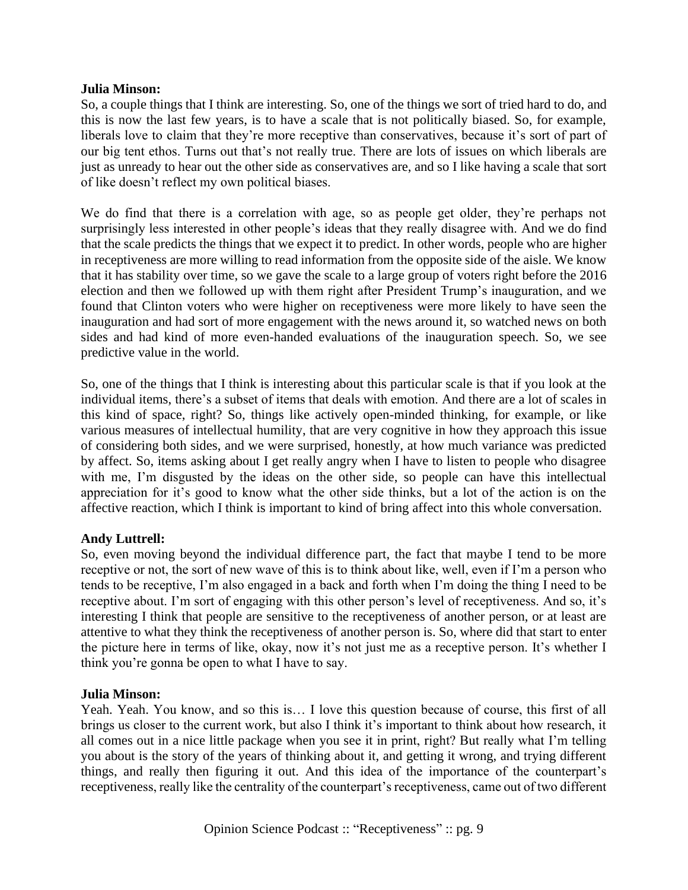**Julia Minson:**
So, a couple things that I think are interesting. So, one of the things we sort of tried hard to do, and this is now the last few years, is to have a scale that is not politically biased. So, for example, liberals love to claim that they're more receptive than conservatives, because it's sort of part of our big tent ethos. Turns out that's not really true. There are lots of issues on which liberals are just as unready to hear out the other side as conservatives are, and so I like having a scale that sort of like doesn't reflect my own political biases.

We do find that there is a correlation with age, so as people get older, they're perhaps not surprisingly less interested in other people's ideas that they really disagree with. And we do find that the scale predicts the things that we expect it to predict. In other words, people who are higher in receptiveness are more willing to read information from the opposite side of the aisle. We know that it has stability over time, so we gave the scale to a large group of voters right before the 2016 election and then we followed up with them right after President Trump's inauguration, and we found that Clinton voters who were higher on receptiveness were more likely to have seen the inauguration and had sort of more engagement with the news around it, so watched news on both sides and had kind of more even-handed evaluations of the inauguration speech. So, we see predictive value in the world.

So, one of the things that I think is interesting about this particular scale is that if you look at the individual items, there's a subset of items that deals with emotion. And there are a lot of scales in this kind of space, right? So, things like actively open-minded thinking, for example, or like various measures of intellectual humility, that are very cognitive in how they approach this issue of considering both sides, and we were surprised, honestly, at how much variance was predicted by affect. So, items asking about I get really angry when I have to listen to people who disagree with me, I'm disgusted by the ideas on the other side, so people can have this intellectual appreciation for it's good to know what the other side thinks, but a lot of the action is on the affective reaction, which I think is important to kind of bring affect into this whole conversation.

**Andy Luttrell:**
So, even moving beyond the individual difference part, the fact that maybe I tend to be more receptive or not, the sort of new wave of this is to think about like, well, even if I'm a person who tends to be receptive, I'm also engaged in a back and forth when I'm doing the thing I need to be receptive about. I'm sort of engaging with this other person's level of receptiveness. And so, it's interesting I think that people are sensitive to the receptiveness of another person, or at least are attentive to what they think the receptiveness of another person is. So, where did that start to enter the picture here in terms of like, okay, now it's not just me as a receptive person. It's whether I think you're gonna be open to what I have to say.

**Julia Minson:**
Yeah. Yeah. You know, and so this is… I love this question because of course, this first of all brings us closer to the current work, but also I think it's important to think about how research, it all comes out in a nice little package when you see it in print, right? But really what I'm telling you about is the story of the years of thinking about it, and getting it wrong, and trying different things, and really then figuring it out. And this idea of the importance of the counterpart's receptiveness, really like the centrality of the counterpart's receptiveness, came out of two different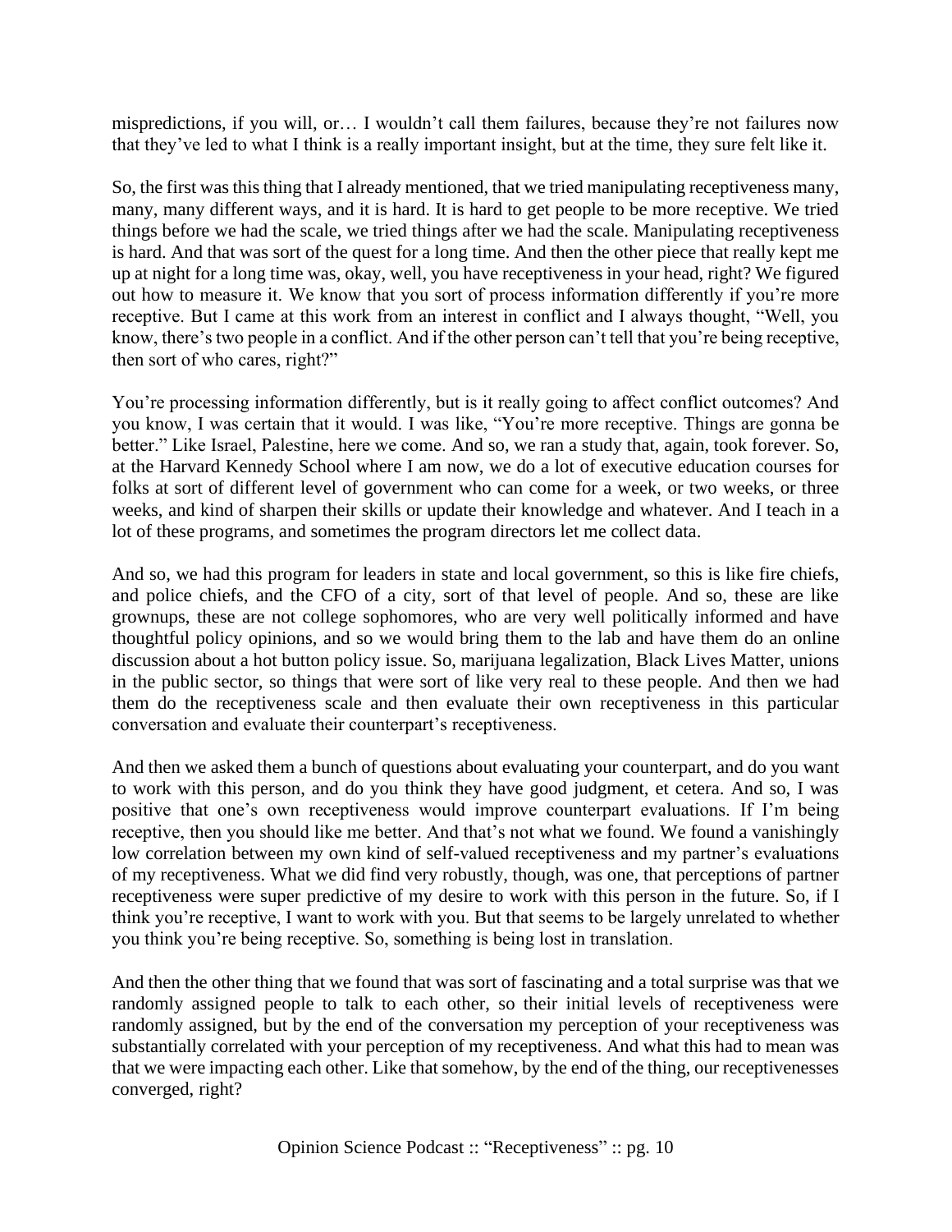mispredictions, if you will, or… I wouldn't call them failures, because they're not failures now that they've led to what I think is a really important insight, but at the time, they sure felt like it.

So, the first was this thing that I already mentioned, that we tried manipulating receptiveness many, many, many different ways, and it is hard. It is hard to get people to be more receptive. We tried things before we had the scale, we tried things after we had the scale. Manipulating receptiveness is hard. And that was sort of the quest for a long time. And then the other piece that really kept me up at night for a long time was, okay, well, you have receptiveness in your head, right? We figured out how to measure it. We know that you sort of process information differently if you're more receptive. But I came at this work from an interest in conflict and I always thought, "Well, you know, there's two people in a conflict. And if the other person can't tell that you're being receptive, then sort of who cares, right?"

You're processing information differently, but is it really going to affect conflict outcomes? And you know, I was certain that it would. I was like, "You're more receptive. Things are gonna be better." Like Israel, Palestine, here we come. And so, we ran a study that, again, took forever. So, at the Harvard Kennedy School where I am now, we do a lot of executive education courses for folks at sort of different level of government who can come for a week, or two weeks, or three weeks, and kind of sharpen their skills or update their knowledge and whatever. And I teach in a lot of these programs, and sometimes the program directors let me collect data.

And so, we had this program for leaders in state and local government, so this is like fire chiefs, and police chiefs, and the CFO of a city, sort of that level of people. And so, these are like grownups, these are not college sophomores, who are very well politically informed and have thoughtful policy opinions, and so we would bring them to the lab and have them do an online discussion about a hot button policy issue. So, marijuana legalization, Black Lives Matter, unions in the public sector, so things that were sort of like very real to these people. And then we had them do the receptiveness scale and then evaluate their own receptiveness in this particular conversation and evaluate their counterpart's receptiveness.

And then we asked them a bunch of questions about evaluating your counterpart, and do you want to work with this person, and do you think they have good judgment, et cetera. And so, I was positive that one's own receptiveness would improve counterpart evaluations. If I'm being receptive, then you should like me better. And that's not what we found. We found a vanishingly low correlation between my own kind of self-valued receptiveness and my partner's evaluations of my receptiveness. What we did find very robustly, though, was one, that perceptions of partner receptiveness were super predictive of my desire to work with this person in the future. So, if I think you're receptive, I want to work with you. But that seems to be largely unrelated to whether you think you're being receptive. So, something is being lost in translation.

And then the other thing that we found that was sort of fascinating and a total surprise was that we randomly assigned people to talk to each other, so their initial levels of receptiveness were randomly assigned, but by the end of the conversation my perception of your receptiveness was substantially correlated with your perception of my receptiveness. And what this had to mean was that we were impacting each other. Like that somehow, by the end of the thing, our receptivenesses converged, right?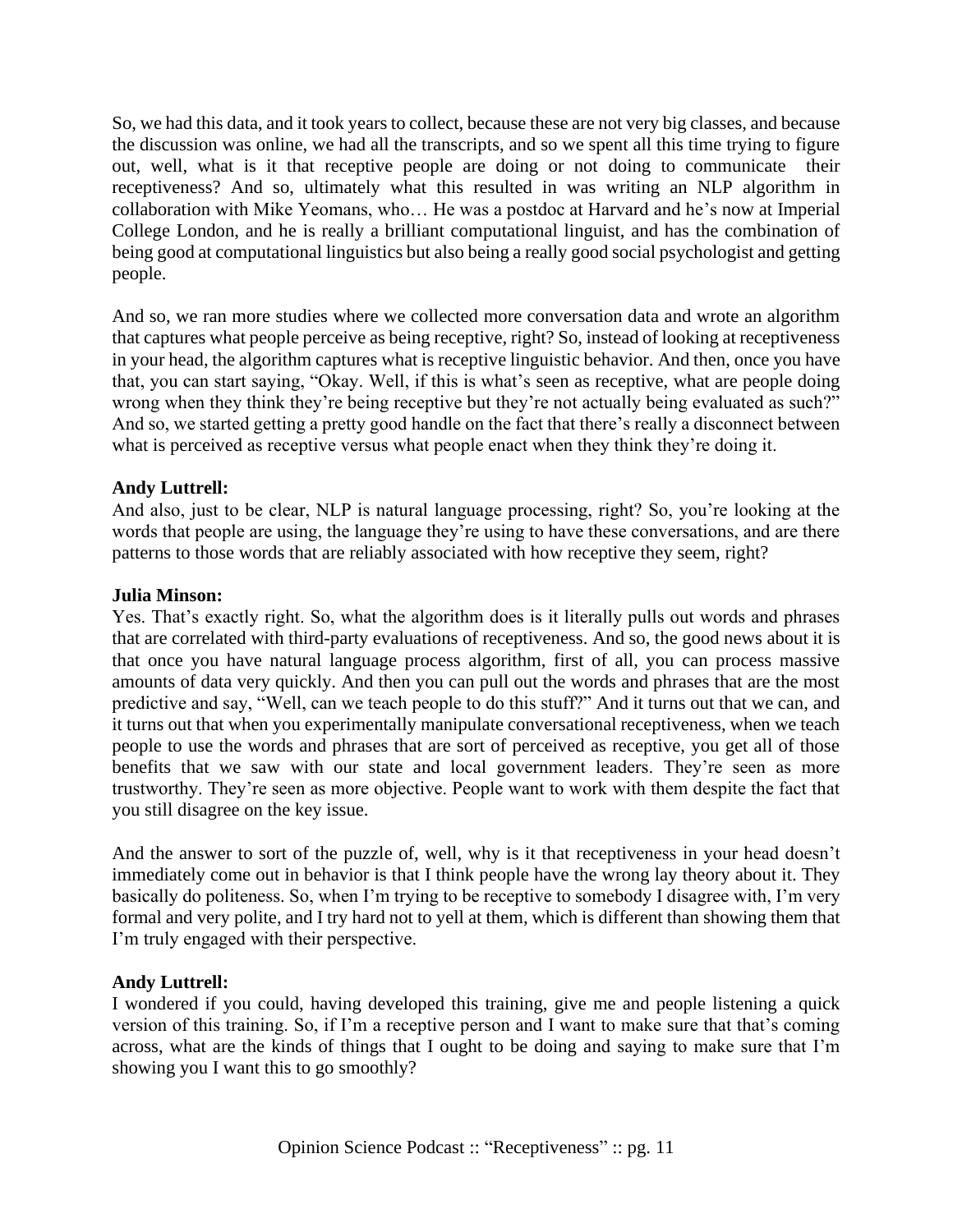So, we had this data, and it took years to collect, because these are not very big classes, and because the discussion was online, we had all the transcripts, and so we spent all this time trying to figure out, well, what is it that receptive people are doing or not doing to communicate their receptiveness? And so, ultimately what this resulted in was writing an NLP algorithm in collaboration with Mike Yeomans, who… He was a postdoc at Harvard and he's now at Imperial College London, and he is really a brilliant computational linguist, and has the combination of being good at computational linguistics but also being a really good social psychologist and getting people.

And so, we ran more studies where we collected more conversation data and wrote an algorithm that captures what people perceive as being receptive, right? So, instead of looking at receptiveness in your head, the algorithm captures what is receptive linguistic behavior. And then, once you have that, you can start saying, "Okay. Well, if this is what's seen as receptive, what are people doing wrong when they think they're being receptive but they're not actually being evaluated as such?" And so, we started getting a pretty good handle on the fact that there's really a disconnect between what is perceived as receptive versus what people enact when they think they're doing it.

**Andy Luttrell:**
And also, just to be clear, NLP is natural language processing, right? So, you're looking at the words that people are using, the language they're using to have these conversations, and are there patterns to those words that are reliably associated with how receptive they seem, right?

**Julia Minson:**
Yes. That's exactly right. So, what the algorithm does is it literally pulls out words and phrases that are correlated with third-party evaluations of receptiveness. And so, the good news about it is that once you have natural language process algorithm, first of all, you can process massive amounts of data very quickly. And then you can pull out the words and phrases that are the most predictive and say, "Well, can we teach people to do this stuff?" And it turns out that we can, and it turns out that when you experimentally manipulate conversational receptiveness, when we teach people to use the words and phrases that are sort of perceived as receptive, you get all of those benefits that we saw with our state and local government leaders. They're seen as more trustworthy. They're seen as more objective. People want to work with them despite the fact that you still disagree on the key issue.

And the answer to sort of the puzzle of, well, why is it that receptiveness in your head doesn't immediately come out in behavior is that I think people have the wrong lay theory about it. They basically do politeness. So, when I'm trying to be receptive to somebody I disagree with, I'm very formal and very polite, and I try hard not to yell at them, which is different than showing them that I'm truly engaged with their perspective.

**Andy Luttrell:**
I wondered if you could, having developed this training, give me and people listening a quick version of this training. So, if I'm a receptive person and I want to make sure that that's coming across, what are the kinds of things that I ought to be doing and saying to make sure that I'm showing you I want this to go smoothly?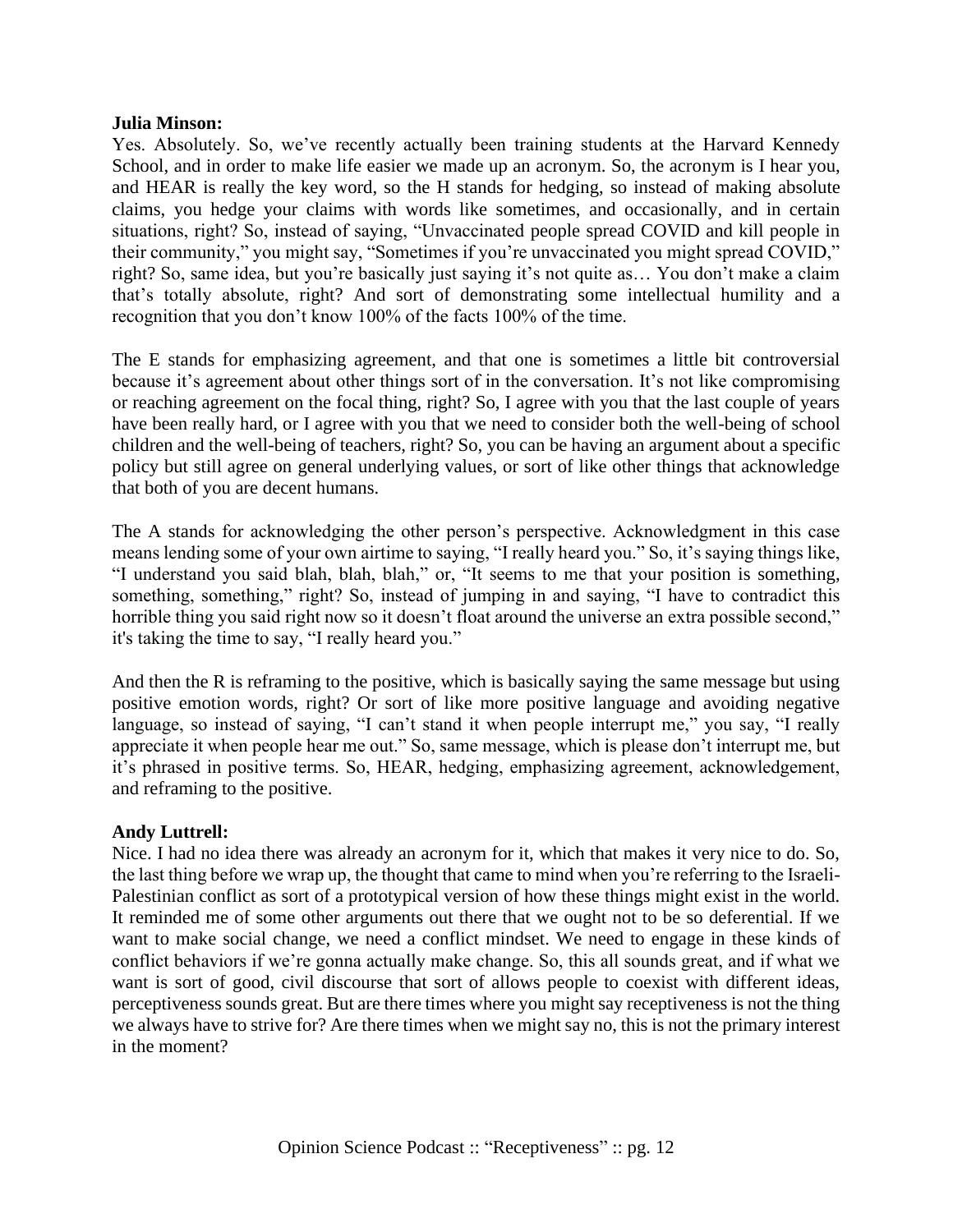**Julia Minson:**
Yes. Absolutely. So, we've recently actually been training students at the Harvard Kennedy School, and in order to make life easier we made up an acronym. So, the acronym is I hear you, and HEAR is really the key word, so the H stands for hedging, so instead of making absolute claims, you hedge your claims with words like sometimes, and occasionally, and in certain situations, right? So, instead of saying, "Unvaccinated people spread COVID and kill people in their community," you might say, "Sometimes if you're unvaccinated you might spread COVID," right? So, same idea, but you're basically just saying it's not quite as… You don't make a claim that's totally absolute, right? And sort of demonstrating some intellectual humility and a recognition that you don't know 100% of the facts 100% of the time.

The E stands for emphasizing agreement, and that one is sometimes a little bit controversial because it's agreement about other things sort of in the conversation. It's not like compromising or reaching agreement on the focal thing, right? So, I agree with you that the last couple of years have been really hard, or I agree with you that we need to consider both the well-being of school children and the well-being of teachers, right? So, you can be having an argument about a specific policy but still agree on general underlying values, or sort of like other things that acknowledge that both of you are decent humans.

The A stands for acknowledging the other person's perspective. Acknowledgment in this case means lending some of your own airtime to saying, "I really heard you." So, it's saying things like, "I understand you said blah, blah, blah," or, "It seems to me that your position is something, something, something," right? So, instead of jumping in and saying, "I have to contradict this horrible thing you said right now so it doesn't float around the universe an extra possible second," it's taking the time to say, "I really heard you."

And then the R is reframing to the positive, which is basically saying the same message but using positive emotion words, right? Or sort of like more positive language and avoiding negative language, so instead of saying, "I can't stand it when people interrupt me," you say, "I really appreciate it when people hear me out." So, same message, which is please don't interrupt me, but it's phrased in positive terms. So, HEAR, hedging, emphasizing agreement, acknowledgement, and reframing to the positive.

**Andy Luttrell:**
Nice. I had no idea there was already an acronym for it, which that makes it very nice to do. So, the last thing before we wrap up, the thought that came to mind when you're referring to the Israeli-Palestinian conflict as sort of a prototypical version of how these things might exist in the world. It reminded me of some other arguments out there that we ought not to be so deferential. If we want to make social change, we need a conflict mindset. We need to engage in these kinds of conflict behaviors if we're gonna actually make change. So, this all sounds great, and if what we want is sort of good, civil discourse that sort of allows people to coexist with different ideas, perceptiveness sounds great. But are there times where you might say receptiveness is not the thing we always have to strive for? Are there times when we might say no, this is not the primary interest in the moment?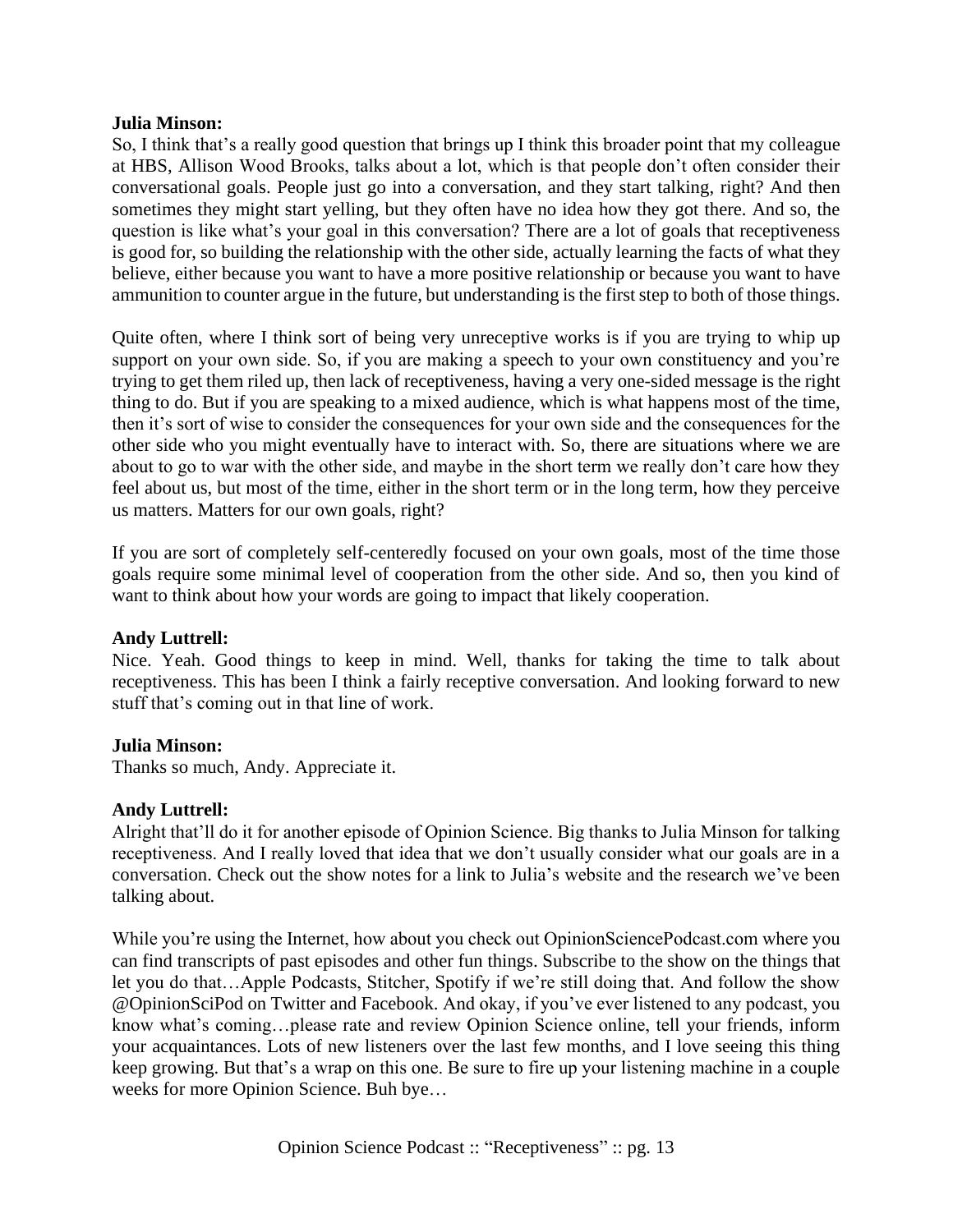**Julia Minson:**
So, I think that's a really good question that brings up I think this broader point that my colleague at HBS, Allison Wood Brooks, talks about a lot, which is that people don't often consider their conversational goals. People just go into a conversation, and they start talking, right? And then sometimes they might start yelling, but they often have no idea how they got there. And so, the question is like what's your goal in this conversation? There are a lot of goals that receptiveness is good for, so building the relationship with the other side, actually learning the facts of what they believe, either because you want to have a more positive relationship or because you want to have ammunition to counter argue in the future, but understanding is the first step to both of those things.

Quite often, where I think sort of being very unreceptive works is if you are trying to whip up support on your own side. So, if you are making a speech to your own constituency and you're trying to get them riled up, then lack of receptiveness, having a very one-sided message is the right thing to do. But if you are speaking to a mixed audience, which is what happens most of the time, then it's sort of wise to consider the consequences for your own side and the consequences for the other side who you might eventually have to interact with. So, there are situations where we are about to go to war with the other side, and maybe in the short term we really don't care how they feel about us, but most of the time, either in the short term or in the long term, how they perceive us matters. Matters for our own goals, right?

If you are sort of completely self-centeredly focused on your own goals, most of the time those goals require some minimal level of cooperation from the other side. And so, then you kind of want to think about how your words are going to impact that likely cooperation.

**Andy Luttrell:**
Nice. Yeah. Good things to keep in mind. Well, thanks for taking the time to talk about receptiveness. This has been I think a fairly receptive conversation. And looking forward to new stuff that's coming out in that line of work.

**Julia Minson:**
Thanks so much, Andy. Appreciate it.

**Andy Luttrell:**
Alright that'll do it for another episode of Opinion Science. Big thanks to Julia Minson for talking receptiveness. And I really loved that idea that we don't usually consider what our goals are in a conversation. Check out the show notes for a link to Julia's website and the research we've been talking about.

While you're using the Internet, how about you check out OpinionSciencePodcast.com where you can find transcripts of past episodes and other fun things. Subscribe to the show on the things that let you do that…Apple Podcasts, Stitcher, Spotify if we're still doing that. And follow the show @OpinionSciPod on Twitter and Facebook. And okay, if you've ever listened to any podcast, you know what's coming…please rate and review Opinion Science online, tell your friends, inform your acquaintances. Lots of new listeners over the last few months, and I love seeing this thing keep growing. But that's a wrap on this one. Be sure to fire up your listening machine in a couple weeks for more Opinion Science. Buh bye…